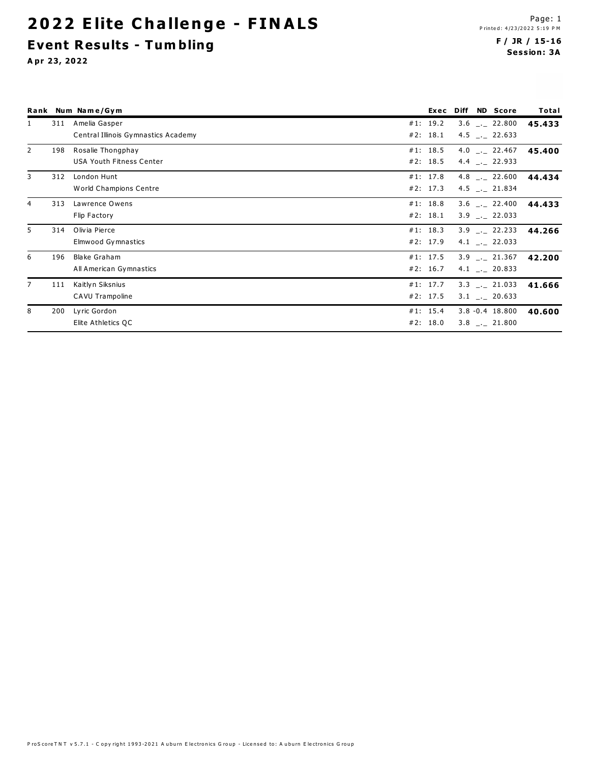# 2022 Elite Challenge - FINALS

## Event Results - Tumbling

**Apr 23, 2022**

**F / JR / 15-16**
**Session: 3A**

| Rank | Num | Name/Gym | Exec | Diff | ND | Score | Total |
|---|---|---|---|---|---|---|---|
| 1 | 311 | Amelia Gasper | #1: 19.2 | 3.6 | _._ | 22.800 | **45.433** |
| | | Central Illinois Gymnastics Academy | #2: 18.1 | 4.5 | _._ | 22.633 | |
| 2 | 198 | Rosalie Thongphay | #1: 18.5 | 4.0 | _._ | 22.467 | **45.400** |
| | | USA Youth Fitness Center | #2: 18.5 | 4.4 | _._ | 22.933 | |
| 3 | 312 | London Hunt | #1: 17.8 | 4.8 | _._ | 22.600 | **44.434** |
| | | World Champions Centre | #2: 17.3 | 4.5 | _._ | 21.834 | |
| 4 | 313 | Lawrence Owens | #1: 18.8 | 3.6 | _._ | 22.400 | **44.433** |
| | | Flip Factory | #2: 18.1 | 3.9 | _._ | 22.033 | |
| 5 | 314 | Olivia Pierce | #1: 18.3 | 3.9 | _._ | 22.233 | **44.266** |
| | | Elmwood Gymnastics | #2: 17.9 | 4.1 | _._ | 22.033 | |
| 6 | 196 | Blake Graham | #1: 17.5 | 3.9 | _._ | 21.367 | **42.200** |
| | | All American Gymnastics | #2: 16.7 | 4.1 | _._ | 20.833 | |
| 7 | 111 | Kaitlyn Siksnius | #1: 17.7 | 3.3 | _._ | 21.033 | **41.666** |
| | | CAVU Trampoline | #2: 17.5 | 3.1 | _._ | 20.633 | |
| 8 | 200 | Lyric Gordon | #1: 15.4 | 3.8 | -0.4 | 18.800 | **40.600** |
| | | Elite Athletics QC | #2: 18.0 | 3.8 | _._ | 21.800 | |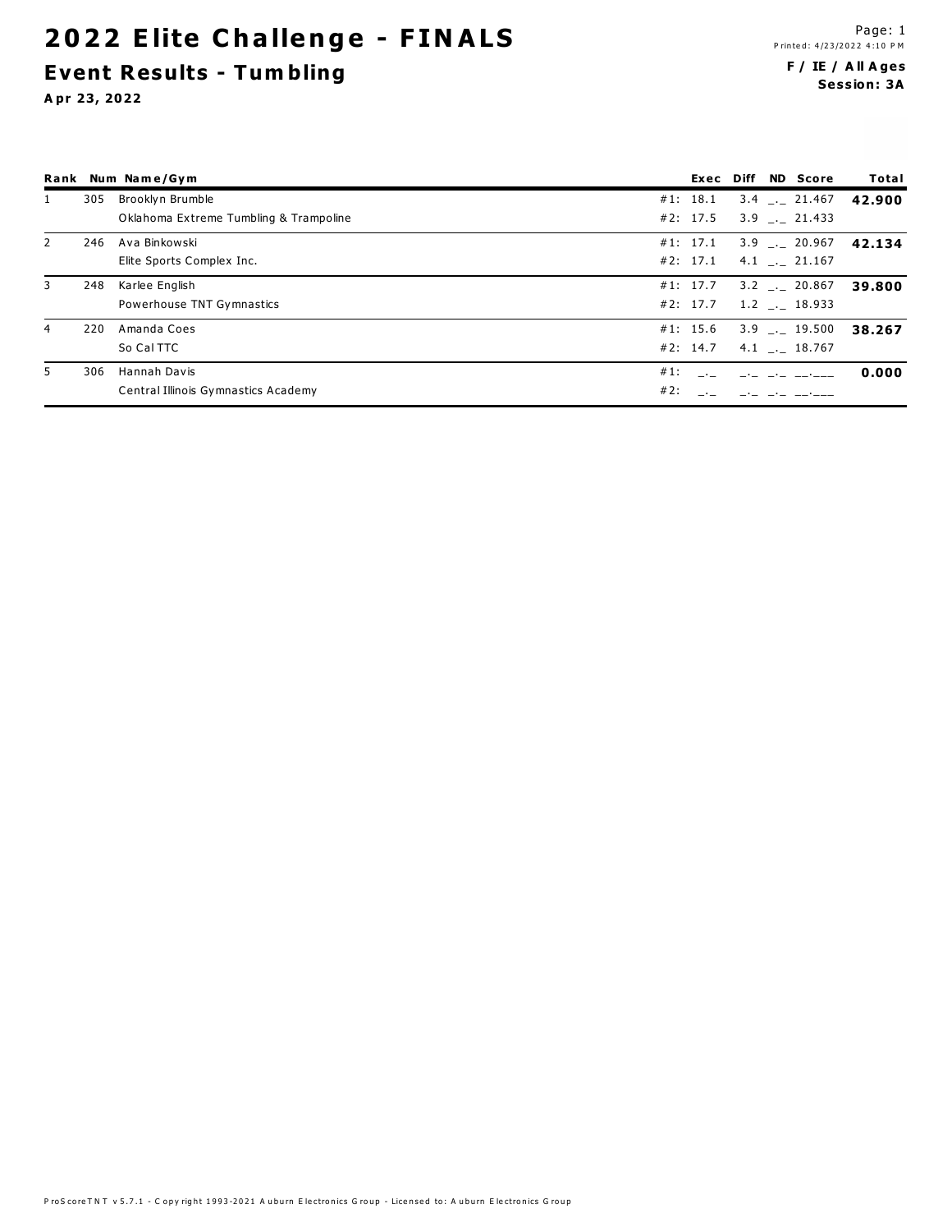# 2022 Elite Challenge - FINALS

## Event Results - Tumbling

**Apr 23, 2022**

**F / IE / All Ages**
**Session: 3A**

| Rank | Num | Name/Gym | | Exec | Diff | ND | Score | Total |
|---|---|---|---|---|---|---|---|---|
| 1 | 305 | Brooklyn Brumble | #1: | 18.1 | 3.4 | _._ | 21.467 | **42.900** |
| | | Oklahoma Extreme Tumbling & Trampoline | #2: | 17.5 | 3.9 | _._ | 21.433 | |
| 2 | 246 | Ava Binkowski | #1: | 17.1 | 3.9 | _._ | 20.967 | **42.134** |
| | | Elite Sports Complex Inc. | #2: | 17.1 | 4.1 | _._ | 21.167 | |
| 3 | 248 | Karlee English | #1: | 17.7 | 3.2 | _._ | 20.867 | **39.800** |
| | | Powerhouse TNT Gymnastics | #2: | 17.7 | 1.2 | _._ | 18.933 | |
| 4 | 220 | Amanda Coes | #1: | 15.6 | 3.9 | _._ | 19.500 | **38.267** |
| | | So Cal TTC | #2: | 14.7 | 4.1 | _._ | 18.767 | |
| 5 | 306 | Hannah Davis | #1: | _._ | _._ | _._ | __.___ | **0.000** |
| | | Central Illinois Gymnastics Academy | #2: | _._ | _._ | _._ | __.___ | |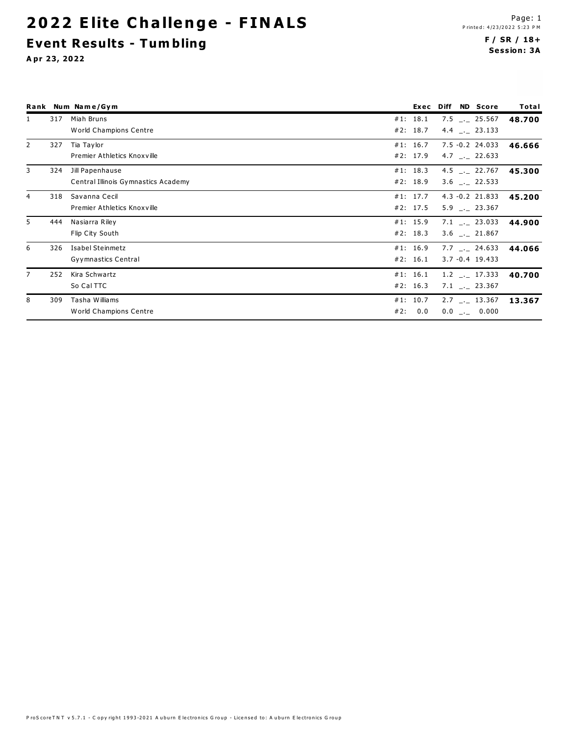# 2022 Elite Challenge - FINALS

## Event Results - Tumbling

**Apr 23, 2022**

**F / SR / 18+**
**Session: 3A**

| Rank | Num | Name/Gym | | Exec | Diff | ND | Score | Total |
|---|---|---|---|---|---|---|---|---|
| 1 | 317 | Miah Bruns | #1: | 18.1 | 7.5 | _._ | 25.567 | **48.700** |
| | | World Champions Centre | #2: | 18.7 | 4.4 | _._ | 23.133 | |
| 2 | 327 | Tia Taylor | #1: | 16.7 | 7.5 | -0.2 | 24.033 | **46.666** |
| | | Premier Athletics Knoxville | #2: | 17.9 | 4.7 | _._ | 22.633 | |
| 3 | 324 | Jill Papenhause | #1: | 18.3 | 4.5 | _._ | 22.767 | **45.300** |
| | | Central Illinois Gymnastics Academy | #2: | 18.9 | 3.6 | _._ | 22.533 | |
| 4 | 318 | Savanna Cecil | #1: | 17.7 | 4.3 | -0.2 | 21.833 | **45.200** |
| | | Premier Athletics Knoxville | #2: | 17.5 | 5.9 | _._ | 23.367 | |
| 5 | 444 | Nasiarra Riley | #1: | 15.9 | 7.1 | _._ | 23.033 | **44.900** |
| | | Flip City South | #2: | 18.3 | 3.6 | _._ | 21.867 | |
| 6 | 326 | Isabel Steinmetz | #1: | 16.9 | 7.7 | _._ | 24.633 | **44.066** |
| | | Gyymnastics Central | #2: | 16.1 | 3.7 | -0.4 | 19.433 | |
| 7 | 252 | Kira Schwartz | #1: | 16.1 | 1.2 | _._ | 17.333 | **40.700** |
| | | So Cal TTC | #2: | 16.3 | 7.1 | _._ | 23.367 | |
| 8 | 309 | Tasha Williams | #1: | 10.7 | 2.7 | _._ | 13.367 | **13.367** |
| | | World Champions Centre | #2: | 0.0 | 0.0 | _._ | 0.000 | |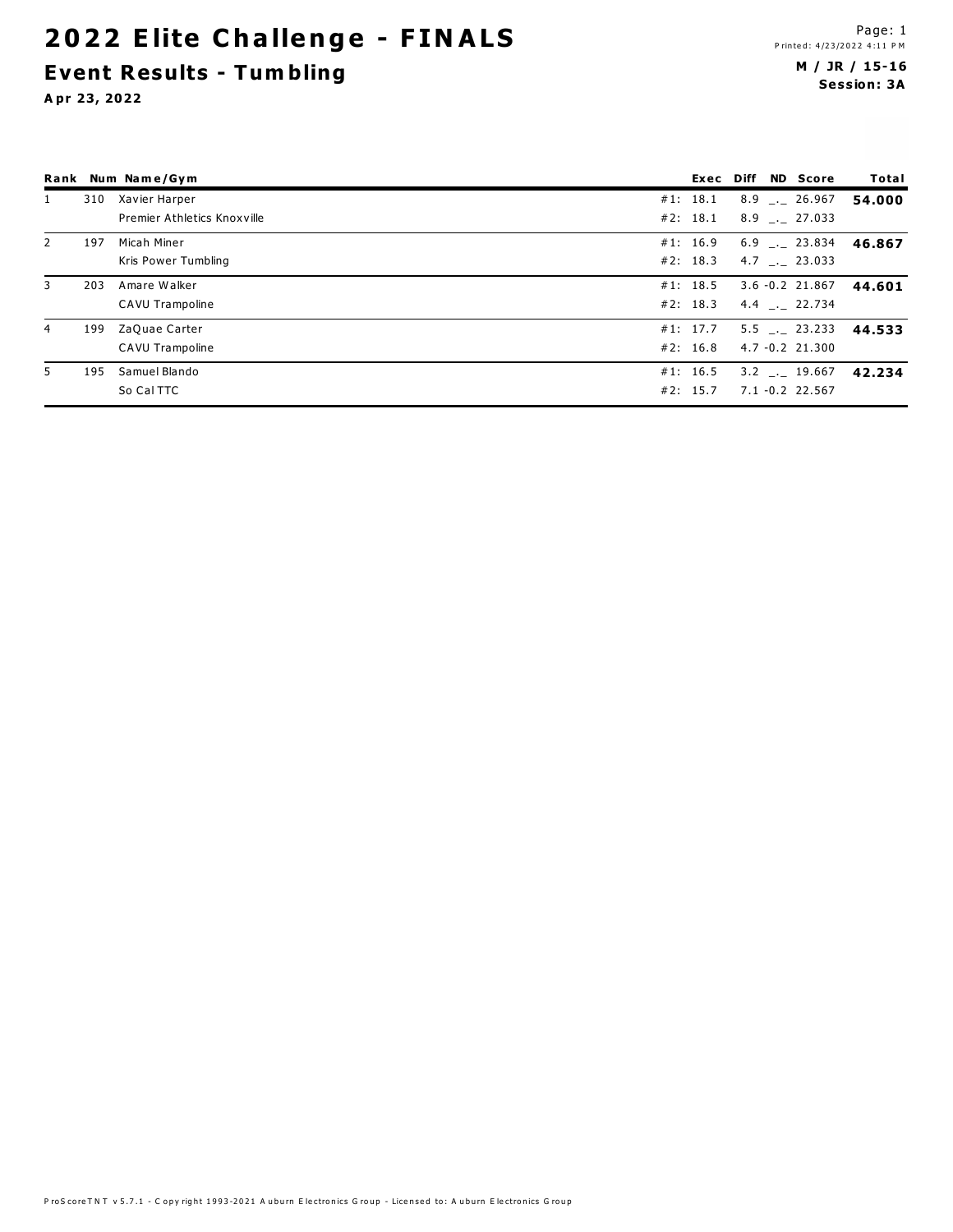# 2022 Elite Challenge - FINALS

## Event Results - Tumbling

**Apr 23, 2022**

**M / JR / 15-16**
**Session: 3A**

| Rank | Num | Name/Gym | Exec | Diff | ND | Score | Total |
|---|---|---|---|---|---|---|---|
| 1 | 310 | Xavier Harper | #1: 18.1 | 8.9 | _._ | 26.967 | **54.000** |
| | | Premier Athletics Knoxville | #2: 18.1 | 8.9 | _._ | 27.033 | |
| 2 | 197 | Micah Miner | #1: 16.9 | 6.9 | _._ | 23.834 | **46.867** |
| | | Kris Power Tumbling | #2: 18.3 | 4.7 | _._ | 23.033 | |
| 3 | 203 | Amare Walker | #1: 18.5 | 3.6 | -0.2 | 21.867 | **44.601** |
| | | CAVU Trampoline | #2: 18.3 | 4.4 | _._ | 22.734 | |
| 4 | 199 | ZaQuae Carter | #1: 17.7 | 5.5 | _._ | 23.233 | **44.533** |
| | | CAVU Trampoline | #2: 16.8 | 4.7 | -0.2 | 21.300 | |
| 5 | 195 | Samuel Blando | #1: 16.5 | 3.2 | _._ | 19.667 | **42.234** |
| | | So Cal TTC | #2: 15.7 | 7.1 | -0.2 | 22.567 | |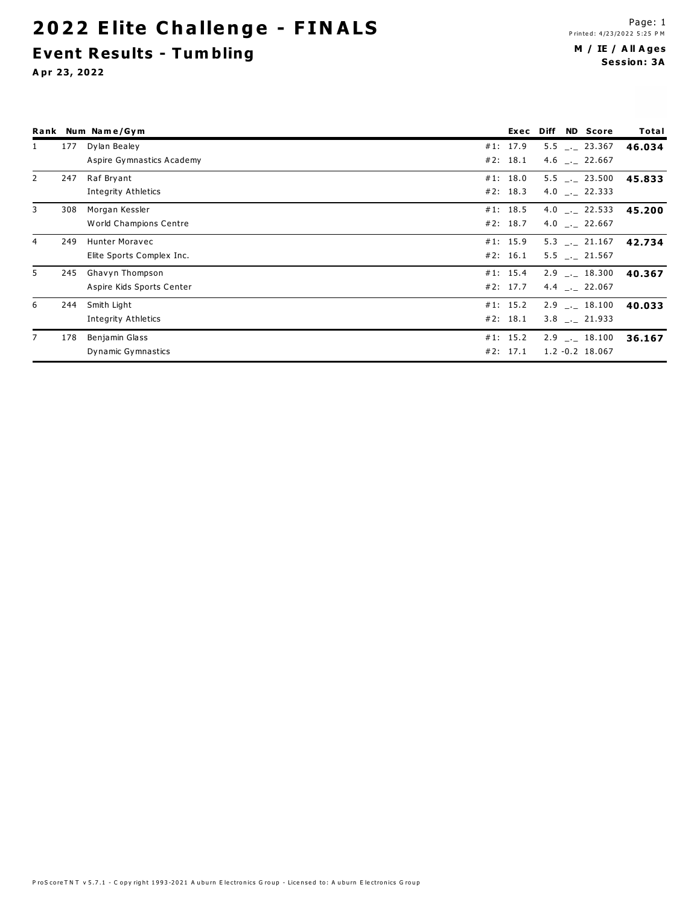# 2022 Elite Challenge - FINALS

## Event Results - Tumbling

**Apr 23, 2022**

Printed: 4/23/2022 5:25 PM

**M / IE / All Ages**
**Session: 3A**

| Rank | Num | Name/Gym | Exec | Diff | ND | Score | Total |
|---|---|---|---|---|---|---|---|
| 1 | 177 | Dylan Bealey | #1: 17.9 | 5.5 | _._ | 23.367 | **46.034** |
| | | Aspire Gymnastics Academy | #2: 18.1 | 4.6 | _._ | 22.667 | |
| 2 | 247 | Raf Bryant | #1: 18.0 | 5.5 | _._ | 23.500 | **45.833** |
| | | Integrity Athletics | #2: 18.3 | 4.0 | _._ | 22.333 | |
| 3 | 308 | Morgan Kessler | #1: 18.5 | 4.0 | _._ | 22.533 | **45.200** |
| | | World Champions Centre | #2: 18.7 | 4.0 | _._ | 22.667 | |
| 4 | 249 | Hunter Moravec | #1: 15.9 | 5.3 | _._ | 21.167 | **42.734** |
| | | Elite Sports Complex Inc. | #2: 16.1 | 5.5 | _._ | 21.567 | |
| 5 | 245 | Ghavyn Thompson | #1: 15.4 | 2.9 | _._ | 18.300 | **40.367** |
| | | Aspire Kids Sports Center | #2: 17.7 | 4.4 | _._ | 22.067 | |
| 6 | 244 | Smith Light | #1: 15.2 | 2.9 | _._ | 18.100 | **40.033** |
| | | Integrity Athletics | #2: 18.1 | 3.8 | _._ | 21.933 | |
| 7 | 178 | Benjamin Glass | #1: 15.2 | 2.9 | _._ | 18.100 | **36.167** |
| | | Dynamic Gymnastics | #2: 17.1 | 1.2 | -0.2 | 18.067 | |

ProScoreTNT v5.7.1 - Copyright 1993-2021 Auburn Electronics Group - Licensed to: Auburn Electronics Group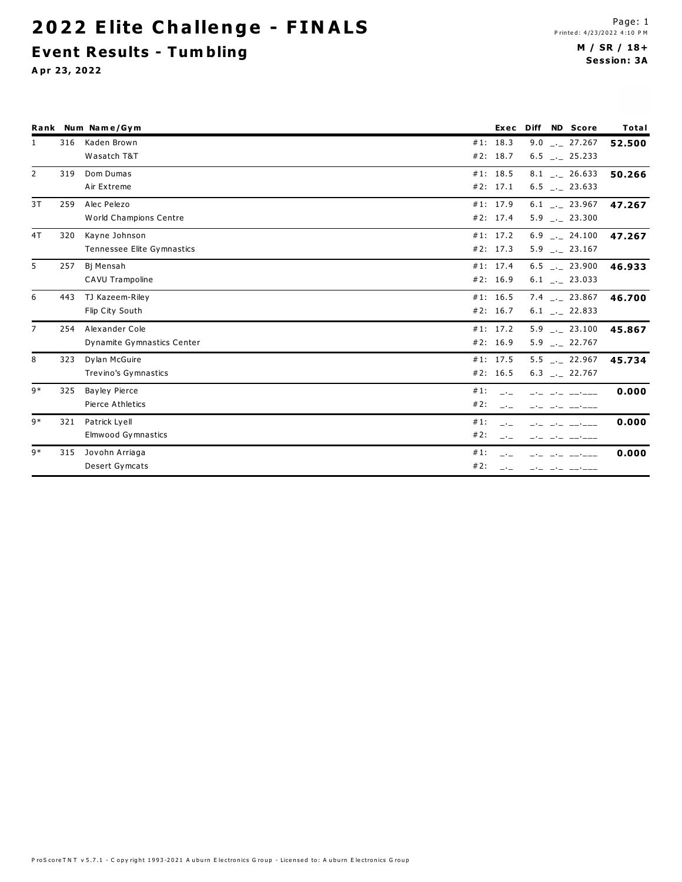# 2022 Elite Challenge - FINALS

## Event Results - Tumbling

**Apr 23, 2022**

**M / SR / 18+**
**Session: 3A**

| Rank | Num | Name/Gym | | Exec | Diff | ND | Score | Total |
|---|---|---|---|---|---|---|---|---|
| 1 | 316 | Kaden Brown | #1: | 18.3 | 9.0 | _._ | 27.267 | **52.500** |
| | | Wasatch T&T | #2: | 18.7 | 6.5 | _._ | 25.233 | |
| 2 | 319 | Dom Dumas | #1: | 18.5 | 8.1 | _._ | 26.633 | **50.266** |
| | | Air Extreme | #2: | 17.1 | 6.5 | _._ | 23.633 | |
| 3T | 259 | Alec Pelezo | #1: | 17.9 | 6.1 | _._ | 23.967 | **47.267** |
| | | World Champions Centre | #2: | 17.4 | 5.9 | _._ | 23.300 | |
| 4T | 320 | Kayne Johnson | #1: | 17.2 | 6.9 | _._ | 24.100 | **47.267** |
| | | Tennessee Elite Gymnastics | #2: | 17.3 | 5.9 | _._ | 23.167 | |
| 5 | 257 | Bj Mensah | #1: | 17.4 | 6.5 | _._ | 23.900 | **46.933** |
| | | CAVU Trampoline | #2: | 16.9 | 6.1 | _._ | 23.033 | |
| 6 | 443 | TJ Kazeem-Riley | #1: | 16.5 | 7.4 | _._ | 23.867 | **46.700** |
| | | Flip City South | #2: | 16.7 | 6.1 | _._ | 22.833 | |
| 7 | 254 | Alexander Cole | #1: | 17.2 | 5.9 | _._ | 23.100 | **45.867** |
| | | Dynamite Gymnastics Center | #2: | 16.9 | 5.9 | _._ | 22.767 | |
| 8 | 323 | Dylan McGuire | #1: | 17.5 | 5.5 | _._ | 22.967 | **45.734** |
| | | Trevino's Gymnastics | #2: | 16.5 | 6.3 | _._ | 22.767 | |
| 9* | 325 | Bayley Pierce | #1: | _._ | _._ | _._ | __.___ | **0.000** |
| | | Pierce Athletics | #2: | _._ | _._ | _._ | __.___ | |
| 9* | 321 | Patrick Lyell | #1: | _._ | _._ | _._ | __.___ | **0.000** |
| | | Elmwood Gymnastics | #2: | _._ | _._ | _._ | __.___ | |
| 9* | 315 | Jovohn Arriaga | #1: | _._ | _._ | _._ | __.___ | **0.000** |
| | | Desert Gymcats | #2: | _._ | _._ | _._ | __.___ | |